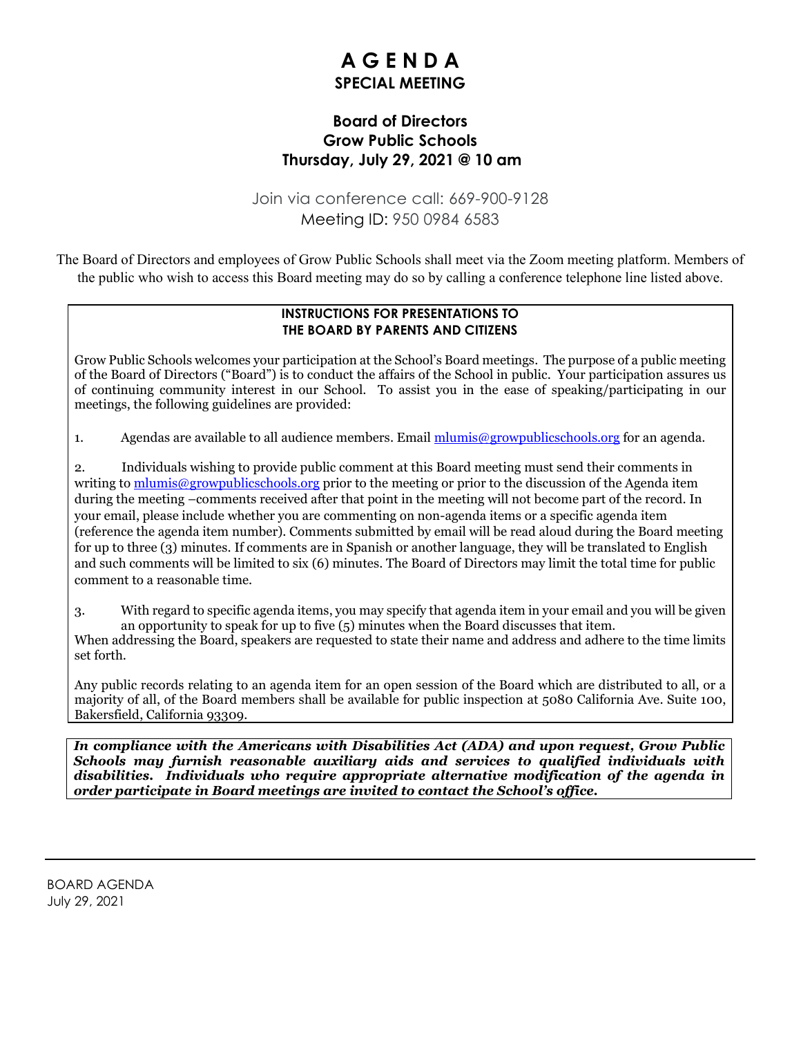# A G E N D A
## SPECIAL MEETING

### Board of Directors
### Grow Public Schools
### Thursday, July 29, 2021 @ 10 am

Join via conference call: 669-900-9128
Meeting ID: 950 0984 6583

The Board of Directors and employees of Grow Public Schools shall meet via the Zoom meeting platform. Members of the public who wish to access this Board meeting may do so by calling a conference telephone line listed above.

**INSTRUCTIONS FOR PRESENTATIONS TO THE BOARD BY PARENTS AND CITIZENS**

Grow Public Schools welcomes your participation at the School's Board meetings. The purpose of a public meeting of the Board of Directors ("Board") is to conduct the affairs of the School in public. Your participation assures us of continuing community interest in our School. To assist you in the ease of speaking/participating in our meetings, the following guidelines are provided:

1. Agendas are available to all audience members. Email mlumis@growpublicschools.org for an agenda.

2. Individuals wishing to provide public comment at this Board meeting must send their comments in writing to mlumis@growpublicschools.org prior to the meeting or prior to the discussion of the Agenda item during the meeting –comments received after that point in the meeting will not become part of the record. In your email, please include whether you are commenting on non-agenda items or a specific agenda item (reference the agenda item number). Comments submitted by email will be read aloud during the Board meeting for up to three (3) minutes. If comments are in Spanish or another language, they will be translated to English and such comments will be limited to six (6) minutes. The Board of Directors may limit the total time for public comment to a reasonable time.

3. With regard to specific agenda items, you may specify that agenda item in your email and you will be given an opportunity to speak for up to five (5) minutes when the Board discusses that item.

When addressing the Board, speakers are requested to state their name and address and adhere to the time limits set forth.

Any public records relating to an agenda item for an open session of the Board which are distributed to all, or a majority of all, of the Board members shall be available for public inspection at 5080 California Ave. Suite 100, Bakersfield, California 93309.

***In compliance with the Americans with Disabilities Act (ADA) and upon request, Grow Public Schools may furnish reasonable auxiliary aids and services to qualified individuals with disabilities. Individuals who require appropriate alternative modification of the agenda in order participate in Board meetings are invited to contact the School's office.***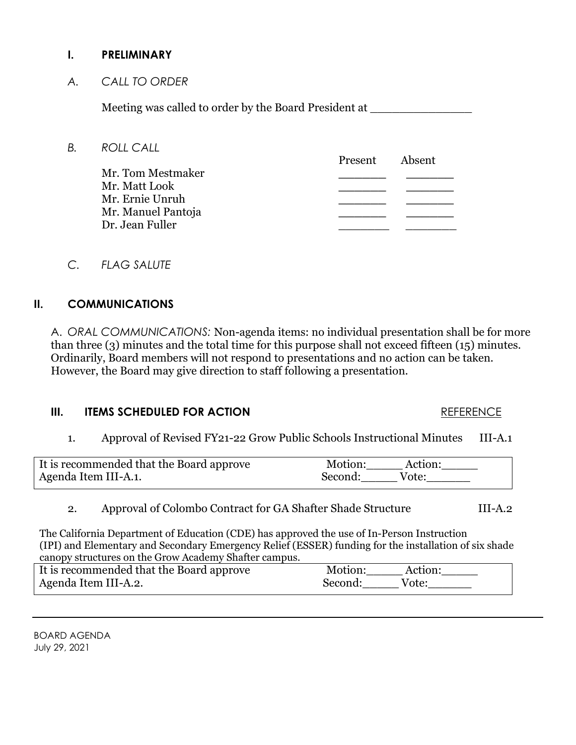## I. PRELIMINARY

*A. CALL TO ORDER*

Meeting was called to order by the Board President at _______________

*B. ROLL CALL*

| | Present | Absent |
|---|---|---|
| Mr. Tom Mestmaker | _______ | _______ |
| Mr. Matt Look | _______ | _______ |
| Mr. Ernie Unruh | _______ | _______ |
| Mr. Manuel Pantoja | _______ | _______ |
| Dr. Jean Fuller | _______ | _______ |

*C. FLAG SALUTE*

## II. COMMUNICATIONS

A. *ORAL COMMUNICATIONS:* Non-agenda items: no individual presentation shall be for more than three (3) minutes and the total time for this purpose shall not exceed fifteen (15) minutes. Ordinarily, Board members will not respond to presentations and no action can be taken. However, the Board may give direction to staff following a presentation.

## III. ITEMS SCHEDULED FOR ACTION

REFERENCE

1. Approval of Revised FY21-22 Grow Public Schools Instructional Minutes — III-A.1

| | |
|---|---|
| It is recommended that the Board approve Agenda Item III-A.1. | Motion:_____ Action:_____ Second:_____ Vote:______ |

2. Approval of Colombo Contract for GA Shafter Shade Structure — III-A.2

The California Department of Education (CDE) has approved the use of In-Person Instruction (IPI) and Elementary and Secondary Emergency Relief (ESSER) funding for the installation of six shade canopy structures on the Grow Academy Shafter campus.

| | |
|---|---|
| It is recommended that the Board approve Agenda Item III-A.2. | Motion:_____ Action:_____ Second:_____ Vote:______ |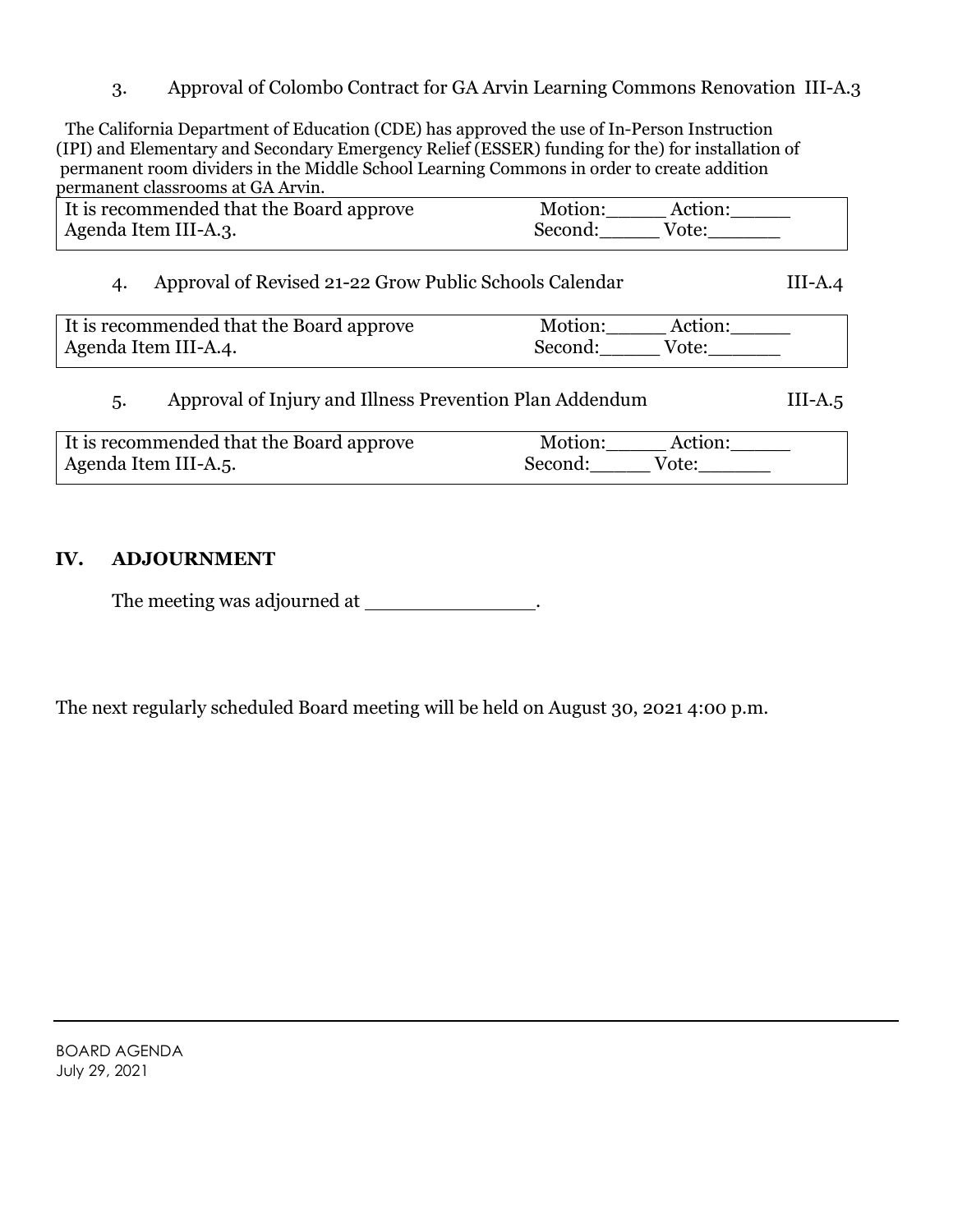3. Approval of Colombo Contract for GA Arvin Learning Commons Renovation III-A.3

The California Department of Education (CDE) has approved the use of In-Person Instruction (IPI) and Elementary and Secondary Emergency Relief (ESSER) funding for the) for installation of permanent room dividers in the Middle School Learning Commons in order to create addition permanent classrooms at GA Arvin.

| | |
|---|---|
| It is recommended that the Board approve Agenda Item III-A.3. | Motion:_____ Action:_____<br>Second:_____ Vote:______ |

4. Approval of Revised 21-22 Grow Public Schools Calendar III-A.4

| | |
|---|---|
| It is recommended that the Board approve Agenda Item III-A.4. | Motion:_____ Action:_____<br>Second:_____ Vote:______ |

5. Approval of Injury and Illness Prevention Plan Addendum III-A.5

| | |
|---|---|
| It is recommended that the Board approve Agenda Item III-A.5. | Motion:_____ Action:_____<br>Second:_____ Vote:______ |

## IV. ADJOURNMENT

The meeting was adjourned at _______________.

The next regularly scheduled Board meeting will be held on August 30, 2021 4:00 p.m.